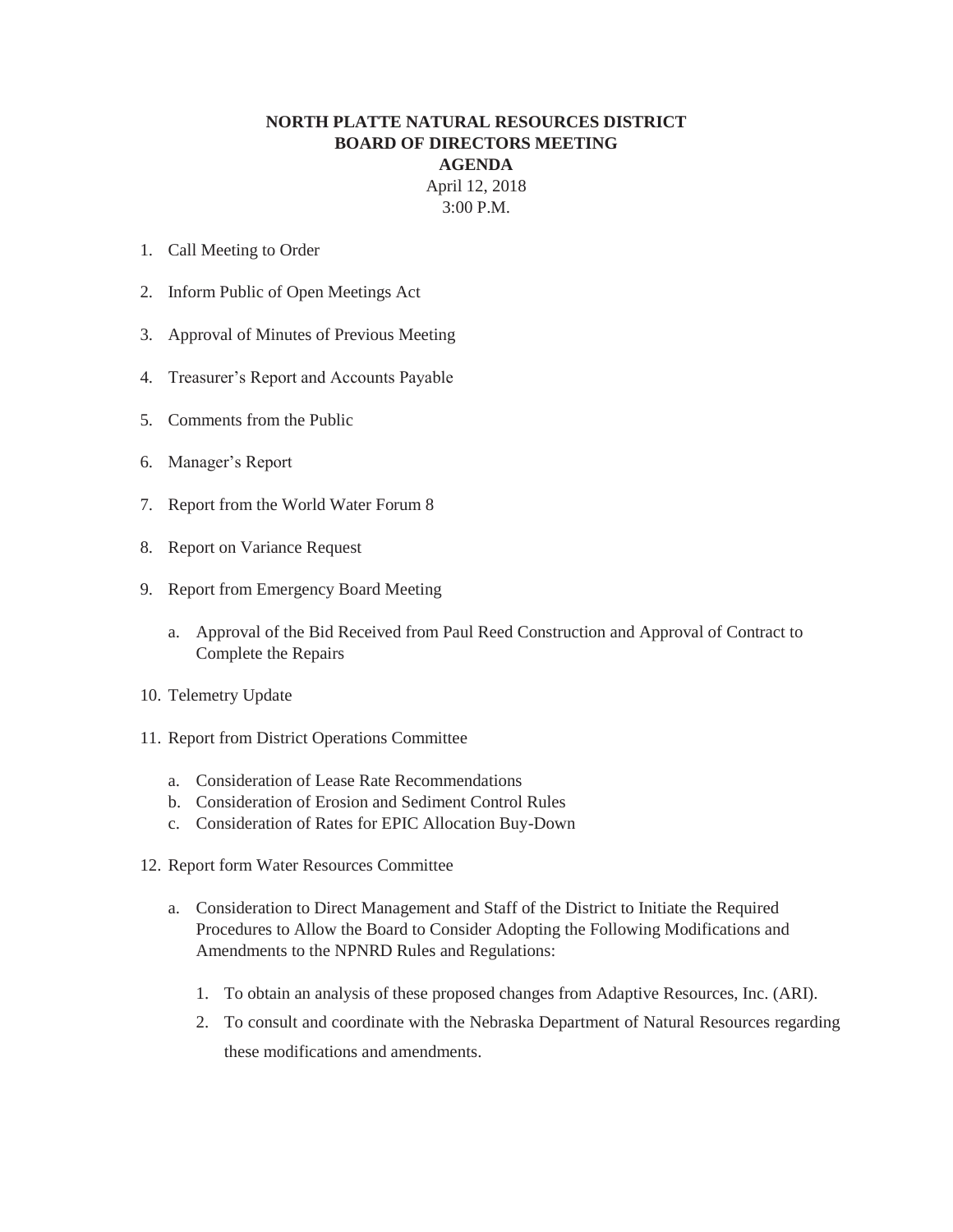**NORTH PLATTE NATURAL RESOURCES DISTRICT**
**BOARD OF DIRECTORS MEETING**
**AGENDA**
April 12, 2018
3:00 P.M.

1. Call Meeting to Order

2. Inform Public of Open Meetings Act

3. Approval of Minutes of Previous Meeting

4. Treasurer's Report and Accounts Payable

5. Comments from the Public

6. Manager's Report

7. Report from the World Water Forum 8

8. Report on Variance Request

9. Report from Emergency Board Meeting

   a. Approval of the Bid Received from Paul Reed Construction and Approval of Contract to Complete the Repairs

10. Telemetry Update

11. Report from District Operations Committee

    a. Consideration of Lease Rate Recommendations
    b. Consideration of Erosion and Sediment Control Rules
    c. Consideration of Rates for EPIC Allocation Buy-Down

12. Report form Water Resources Committee

    a. Consideration to Direct Management and Staff of the District to Initiate the Required Procedures to Allow the Board to Consider Adopting the Following Modifications and Amendments to the NPNRD Rules and Regulations:

       1. To obtain an analysis of these proposed changes from Adaptive Resources, Inc. (ARI).
       2. To consult and coordinate with the Nebraska Department of Natural Resources regarding these modifications and amendments.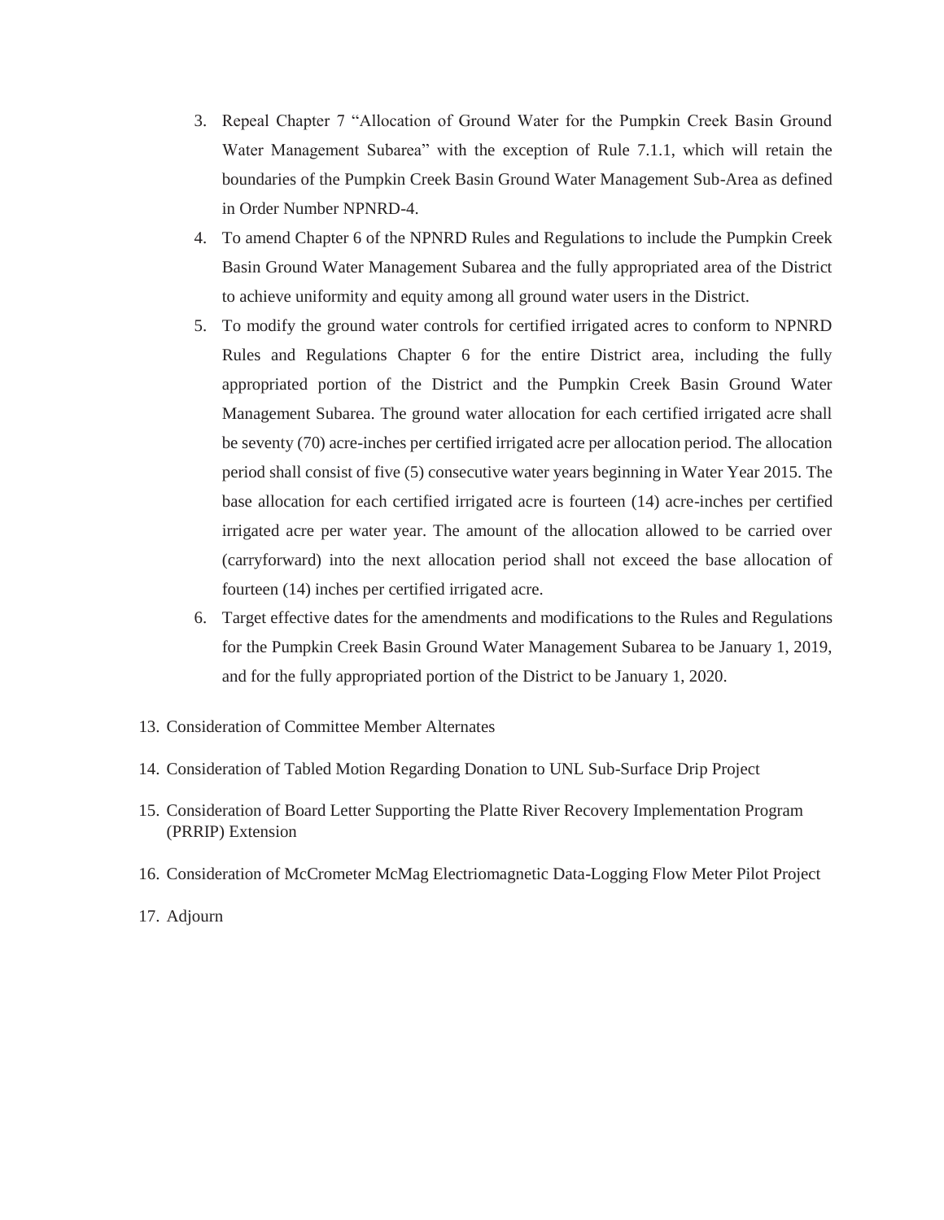3. Repeal Chapter 7 "Allocation of Ground Water for the Pumpkin Creek Basin Ground Water Management Subarea" with the exception of Rule 7.1.1, which will retain the boundaries of the Pumpkin Creek Basin Ground Water Management Sub-Area as defined in Order Number NPNRD-4.
4. To amend Chapter 6 of the NPNRD Rules and Regulations to include the Pumpkin Creek Basin Ground Water Management Subarea and the fully appropriated area of the District to achieve uniformity and equity among all ground water users in the District.
5. To modify the ground water controls for certified irrigated acres to conform to NPNRD Rules and Regulations Chapter 6 for the entire District area, including the fully appropriated portion of the District and the Pumpkin Creek Basin Ground Water Management Subarea. The ground water allocation for each certified irrigated acre shall be seventy (70) acre-inches per certified irrigated acre per allocation period. The allocation period shall consist of five (5) consecutive water years beginning in Water Year 2015. The base allocation for each certified irrigated acre is fourteen (14) acre-inches per certified irrigated acre per water year. The amount of the allocation allowed to be carried over (carryforward) into the next allocation period shall not exceed the base allocation of fourteen (14) inches per certified irrigated acre.
6. Target effective dates for the amendments and modifications to the Rules and Regulations for the Pumpkin Creek Basin Ground Water Management Subarea to be January 1, 2019, and for the fully appropriated portion of the District to be January 1, 2020.

13. Consideration of Committee Member Alternates

14. Consideration of Tabled Motion Regarding Donation to UNL Sub-Surface Drip Project

15. Consideration of Board Letter Supporting the Platte River Recovery Implementation Program (PRRIP) Extension

16. Consideration of McCrometer McMag Electriomagnetic Data-Logging Flow Meter Pilot Project

17. Adjourn